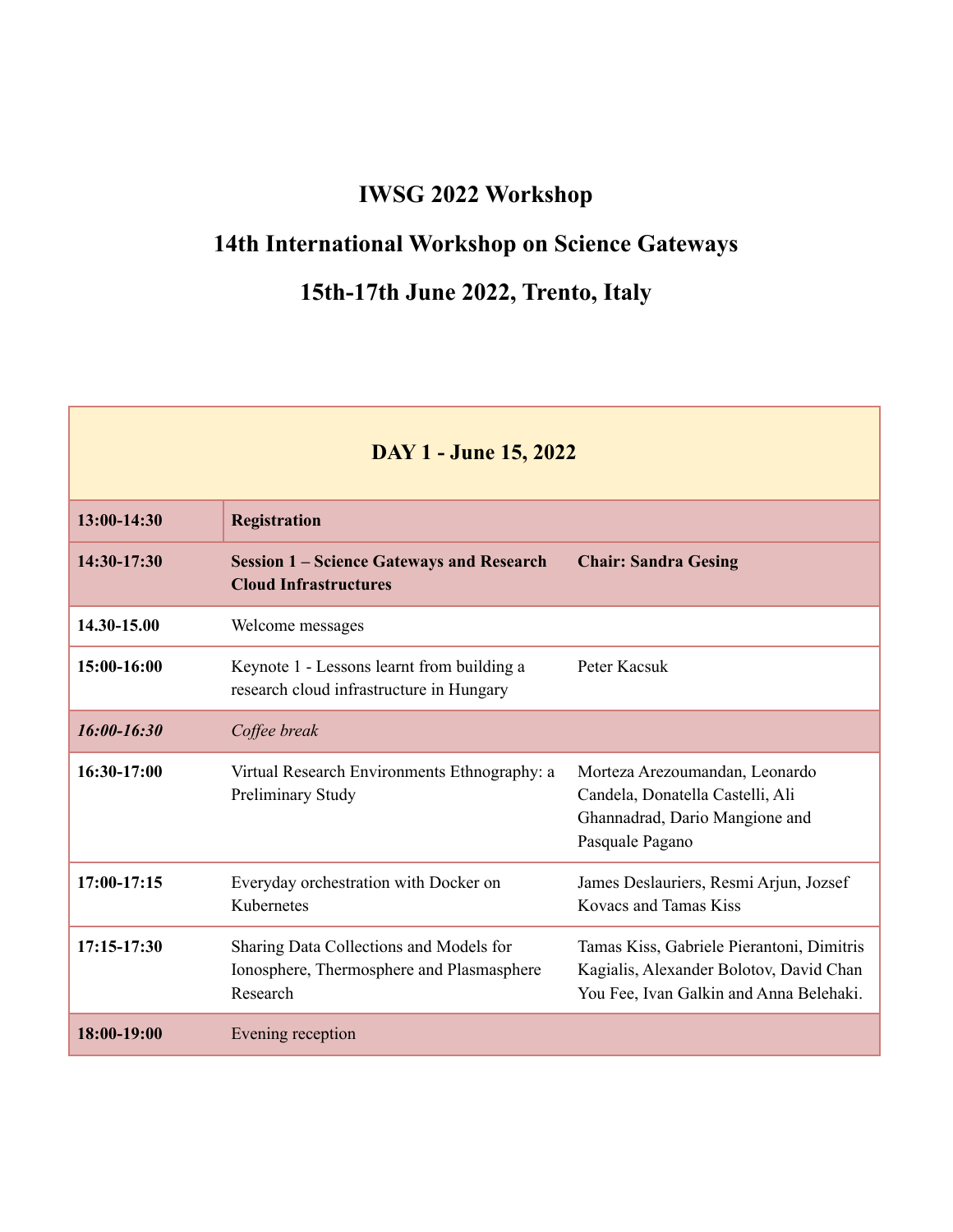# IWSG 2022 Workshop

## 14th International Workshop on Science Gateways

## 15th-17th June 2022, Trento, Italy

| DAY 1 - June 15, 2022 | | |
|---|---|---|
| **13:00-14:30** | **Registration** | |
| **14:30-17:30** | **Session 1 – Science Gateways and Research Cloud Infrastructures** | **Chair: Sandra Gesing** |
| **14.30-15.00** | Welcome messages | |
| **15:00-16:00** | Keynote 1 - Lessons learnt from building a research cloud infrastructure in Hungary | Peter Kacsuk |
| ***16:00-16:30*** | *Coffee break* | |
| **16:30-17:00** | Virtual Research Environments Ethnography: a Preliminary Study | Morteza Arezoumandan, Leonardo Candela, Donatella Castelli, Ali Ghannadrad, Dario Mangione and Pasquale Pagano |
| **17:00-17:15** | Everyday orchestration with Docker on Kubernetes | James Deslauriers, Resmi Arjun, Jozsef Kovacs and Tamas Kiss |
| **17:15-17:30** | Sharing Data Collections and Models for Ionosphere, Thermosphere and Plasmasphere Research | Tamas Kiss, Gabriele Pierantoni, Dimitris Kagialis, Alexander Bolotov, David Chan You Fee, Ivan Galkin and Anna Belehaki. |
| **18:00-19:00** | Evening reception | |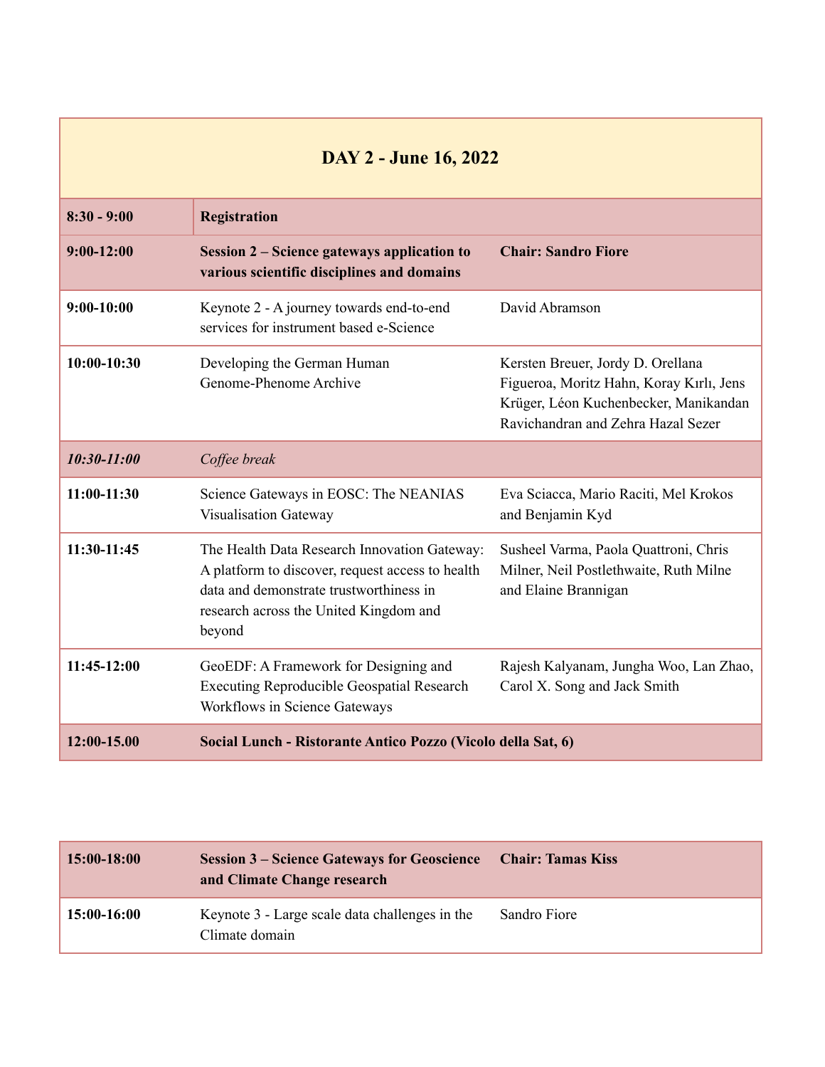| DAY 2 - June 16, 2022 | | |
| --- | --- | --- |
| **8:30 - 9:00** | **Registration** | |
| **9:00-12:00** | **Session 2 – Science gateways application to various scientific disciplines and domains** | **Chair: Sandro Fiore** |
| **9:00-10:00** | Keynote 2 - A journey towards end-to-end services for instrument based e-Science | David Abramson |
| **10:00-10:30** | Developing the German Human Genome-Phenome Archive | Kersten Breuer, Jordy D. Orellana Figueroa, Moritz Hahn, Koray Kırlı, Jens Krüger, Léon Kuchenbecker, Manikandan Ravichandran and Zehra Hazal Sezer |
| *10:30-11:00* | *Coffee break* | |
| **11:00-11:30** | Science Gateways in EOSC: The NEANIAS Visualisation Gateway | Eva Sciacca, Mario Raciti, Mel Krokos and Benjamin Kyd |
| **11:30-11:45** | The Health Data Research Innovation Gateway: A platform to discover, request access to health data and demonstrate trustworthiness in research across the United Kingdom and beyond | Susheel Varma, Paola Quattroni, Chris Milner, Neil Postlethwaite, Ruth Milne and Elaine Brannigan |
| **11:45-12:00** | GeoEDF: A Framework for Designing and Executing Reproducible Geospatial Research Workflows in Science Gateways | Rajesh Kalyanam, Jungha Woo, Lan Zhao, Carol X. Song and Jack Smith |
| **12:00-15.00** | **Social Lunch - Ristorante Antico Pozzo (Vicolo della Sat, 6)** | |

| | | |
| --- | --- | --- |
| **15:00-18:00** | **Session 3 – Science Gateways for Geoscience and Climate Change research** | **Chair: Tamas Kiss** |
| **15:00-16:00** | Keynote 3 - Large scale data challenges in the Climate domain | Sandro Fiore |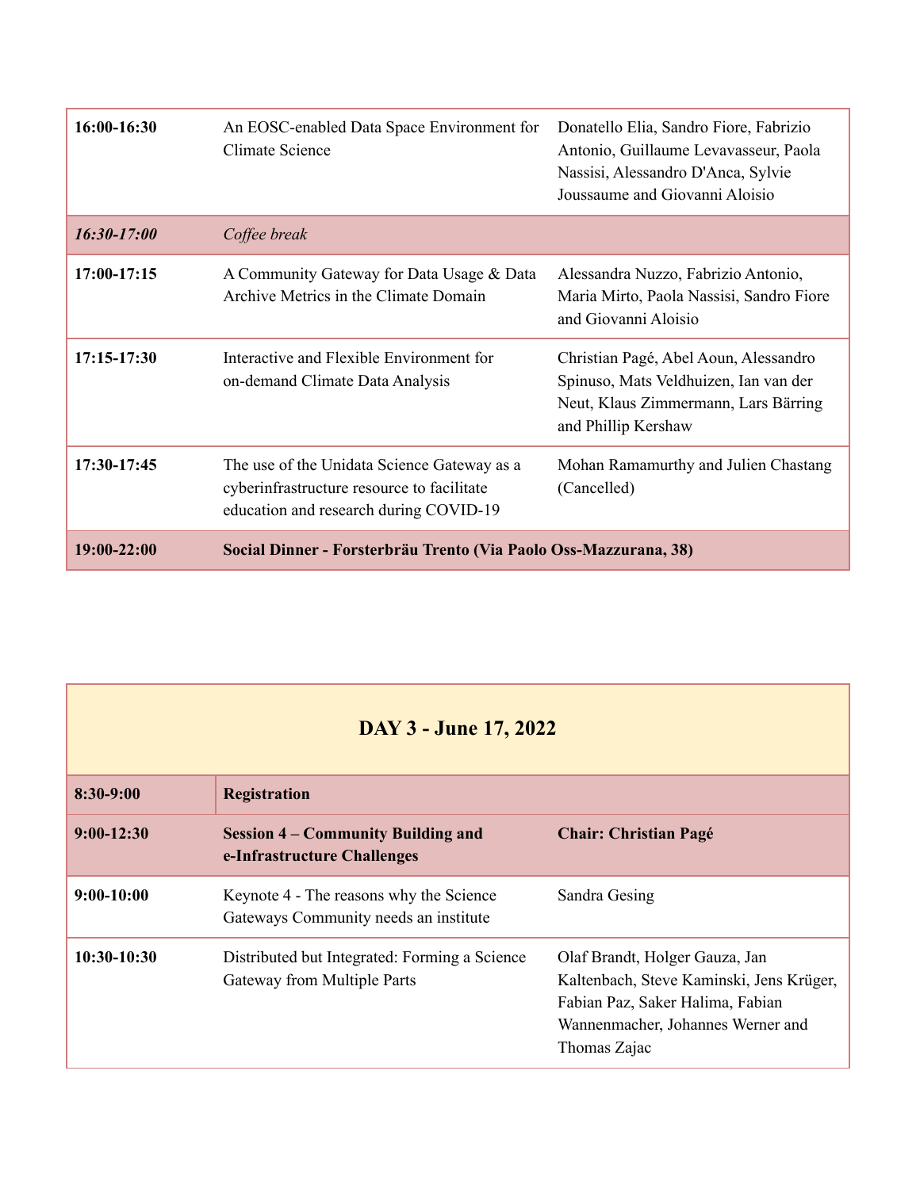| | | |
|---|---|---|
| **16:00-16:30** | An EOSC-enabled Data Space Environment for Climate Science | Donatello Elia, Sandro Fiore, Fabrizio Antonio, Guillaume Levavasseur, Paola Nassisi, Alessandro D'Anca, Sylvie Joussaume and Giovanni Aloisio |
| ***16:30-17:00*** | *Coffee break* | |
| **17:00-17:15** | A Community Gateway for Data Usage & Data Archive Metrics in the Climate Domain | Alessandra Nuzzo, Fabrizio Antonio, Maria Mirto, Paola Nassisi, Sandro Fiore and Giovanni Aloisio |
| **17:15-17:30** | Interactive and Flexible Environment for on-demand Climate Data Analysis | Christian Pagé, Abel Aoun, Alessandro Spinuso, Mats Veldhuizen, Ian van der Neut, Klaus Zimmermann, Lars Bärring and Phillip Kershaw |
| **17:30-17:45** | The use of the Unidata Science Gateway as a cyberinfrastructure resource to facilitate education and research during COVID-19 | Mohan Ramamurthy and Julien Chastang (Cancelled) |
| **19:00-22:00** | **Social Dinner - Forsterbräu Trento (Via Paolo Oss-Mazzurana, 38)** | |

## DAY 3 - June 17, 2022

| | | |
|---|---|---|
| **8:30-9:00** | **Registration** | |
| **9:00-12:30** | **Session 4 – Community Building and e-Infrastructure Challenges** | **Chair: Christian Pagé** |
| **9:00-10:00** | Keynote 4 - The reasons why the Science Gateways Community needs an institute | Sandra Gesing |
| **10:30-10:30** | Distributed but Integrated: Forming a Science Gateway from Multiple Parts | Olaf Brandt, Holger Gauza, Jan Kaltenbach, Steve Kaminski, Jens Krüger, Fabian Paz, Saker Halima, Fabian Wannenmacher, Johannes Werner and Thomas Zajac |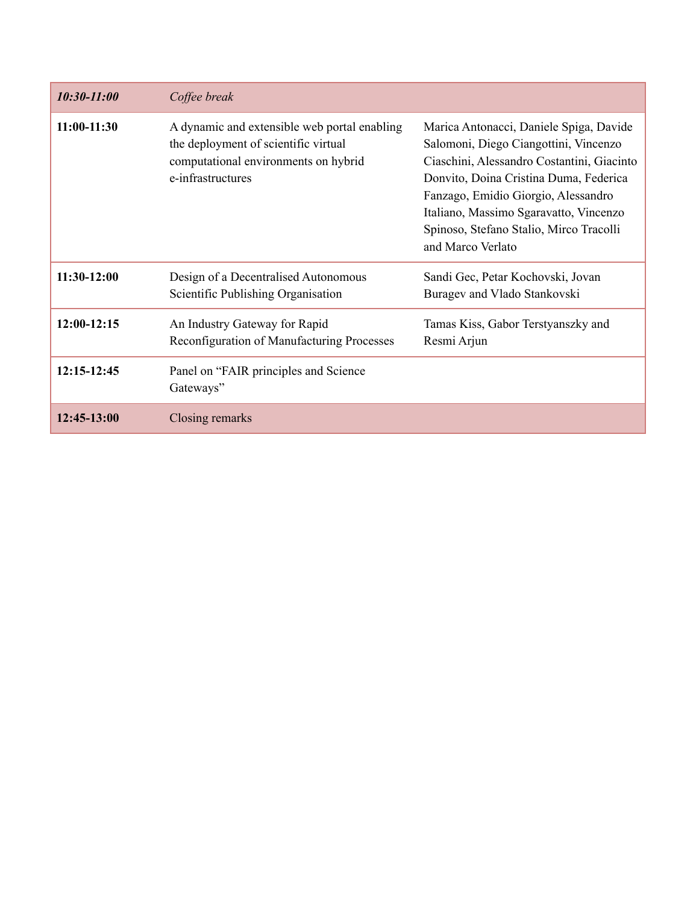| | | |
|---|---|---|
| ***10:30-11:00*** | *Coffee break* | |
| **11:00-11:30** | A dynamic and extensible web portal enabling the deployment of scientific virtual computational environments on hybrid e-infrastructures | Marica Antonacci, Daniele Spiga, Davide Salomoni, Diego Ciangottini, Vincenzo Ciaschini, Alessandro Costantini, Giacinto Donvito, Doina Cristina Duma, Federica Fanzago, Emidio Giorgio, Alessandro Italiano, Massimo Sgaravatto, Vincenzo Spinoso, Stefano Stalio, Mirco Tracolli and Marco Verlato |
| **11:30-12:00** | Design of a Decentralised Autonomous Scientific Publishing Organisation | Sandi Gec, Petar Kochovski, Jovan Buragev and Vlado Stankovski |
| **12:00-12:15** | An Industry Gateway for Rapid Reconfiguration of Manufacturing Processes | Tamas Kiss, Gabor Terstyanszky and Resmi Arjun |
| **12:15-12:45** | Panel on “FAIR principles and Science Gateways” | |
| **12:45-13:00** | Closing remarks | |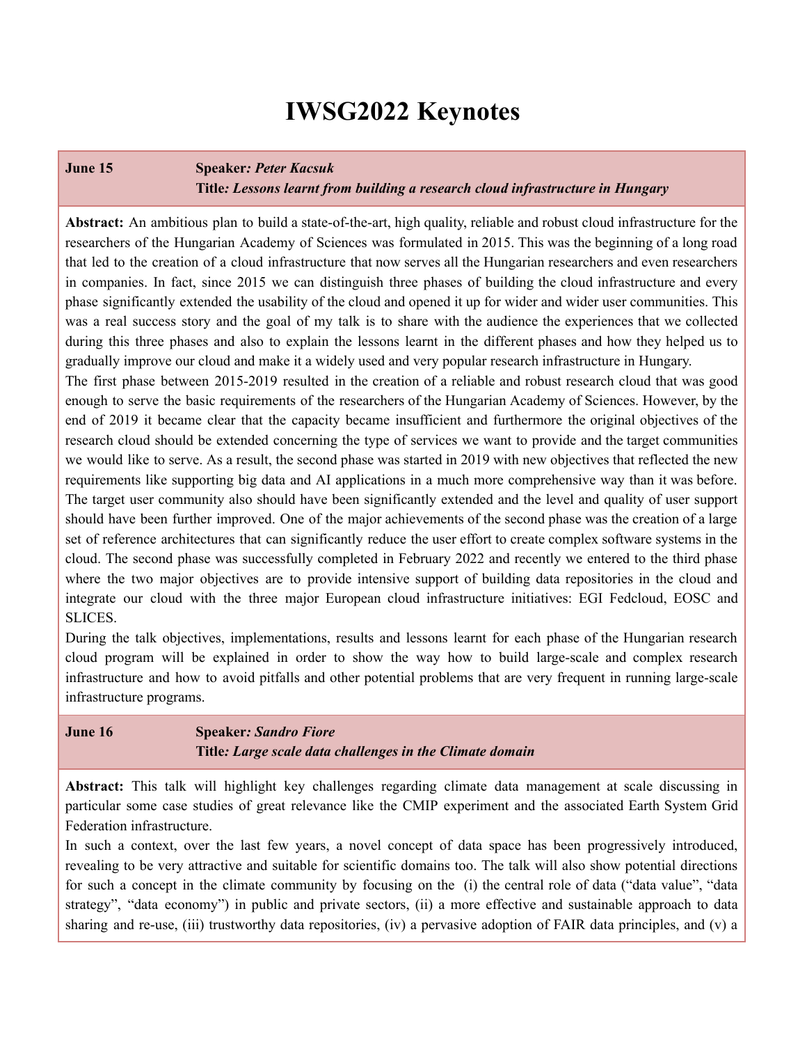# IWSG2022 Keynotes

**June 15** **Speaker*: Peter Kacsuk***
**Title*: Lessons learnt from building a research cloud infrastructure in Hungary***

**Abstract:** An ambitious plan to build a state-of-the-art, high quality, reliable and robust cloud infrastructure for the researchers of the Hungarian Academy of Sciences was formulated in 2015. This was the beginning of a long road that led to the creation of a cloud infrastructure that now serves all the Hungarian researchers and even researchers in companies. In fact, since 2015 we can distinguish three phases of building the cloud infrastructure and every phase significantly extended the usability of the cloud and opened it up for wider and wider user communities. This was a real success story and the goal of my talk is to share with the audience the experiences that we collected during this three phases and also to explain the lessons learnt in the different phases and how they helped us to gradually improve our cloud and make it a widely used and very popular research infrastructure in Hungary.

The first phase between 2015-2019 resulted in the creation of a reliable and robust research cloud that was good enough to serve the basic requirements of the researchers of the Hungarian Academy of Sciences. However, by the end of 2019 it became clear that the capacity became insufficient and furthermore the original objectives of the research cloud should be extended concerning the type of services we want to provide and the target communities we would like to serve. As a result, the second phase was started in 2019 with new objectives that reflected the new requirements like supporting big data and AI applications in a much more comprehensive way than it was before. The target user community also should have been significantly extended and the level and quality of user support should have been further improved. One of the major achievements of the second phase was the creation of a large set of reference architectures that can significantly reduce the user effort to create complex software systems in the cloud. The second phase was successfully completed in February 2022 and recently we entered to the third phase where the two major objectives are to provide intensive support of building data repositories in the cloud and integrate our cloud with the three major European cloud infrastructure initiatives: EGI Fedcloud, EOSC and SLICES.

During the talk objectives, implementations, results and lessons learnt for each phase of the Hungarian research cloud program will be explained in order to show the way how to build large-scale and complex research infrastructure and how to avoid pitfalls and other potential problems that are very frequent in running large-scale infrastructure programs.

**June 16** **Speaker*: Sandro Fiore***
**Title*: Large scale data challenges in the Climate domain***

**Abstract:** This talk will highlight key challenges regarding climate data management at scale discussing in particular some case studies of great relevance like the CMIP experiment and the associated Earth System Grid Federation infrastructure.

In such a context, over the last few years, a novel concept of data space has been progressively introduced, revealing to be very attractive and suitable for scientific domains too. The talk will also show potential directions for such a concept in the climate community by focusing on the (i) the central role of data ("data value", "data strategy", "data economy") in public and private sectors, (ii) a more effective and sustainable approach to data sharing and re-use, (iii) trustworthy data repositories, (iv) a pervasive adoption of FAIR data principles, and (v) a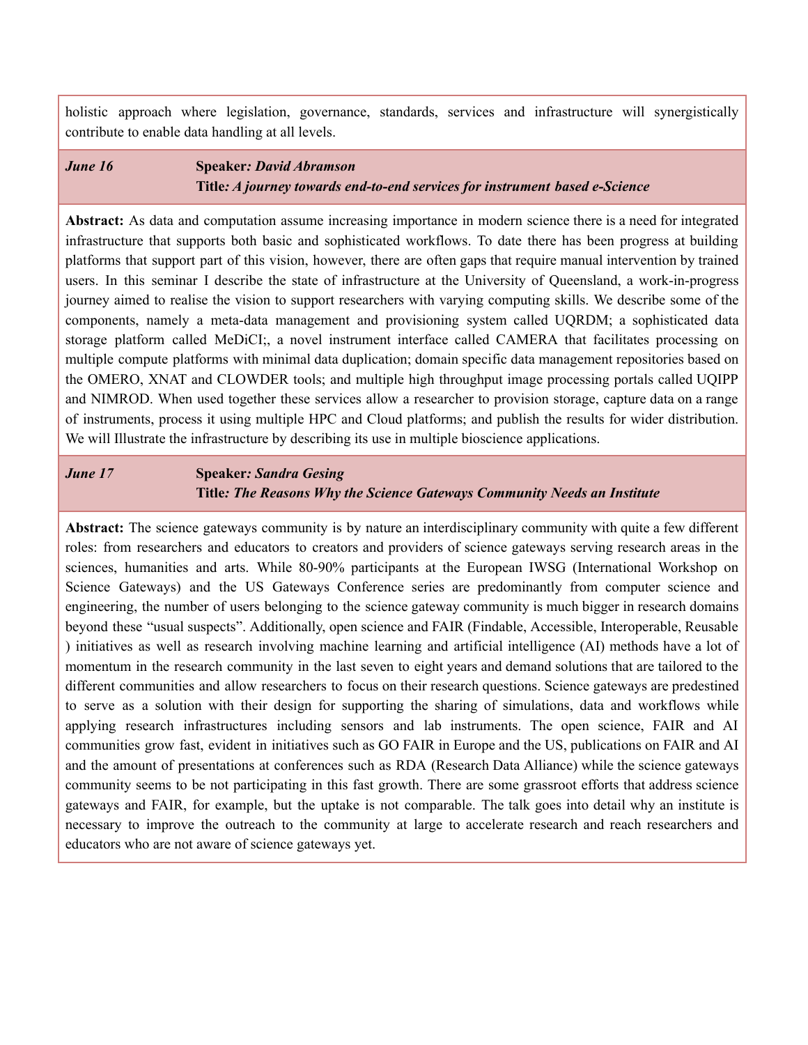holistic approach where legislation, governance, standards, services and infrastructure will synergistically contribute to enable data handling at all levels.

***June 16*** **Speaker*: David Abramson***
**Title*: A journey towards end-to-end services for instrument based e-Science***

**Abstract:** As data and computation assume increasing importance in modern science there is a need for integrated infrastructure that supports both basic and sophisticated workflows. To date there has been progress at building platforms that support part of this vision, however, there are often gaps that require manual intervention by trained users. In this seminar I describe the state of infrastructure at the University of Queensland, a work-in-progress journey aimed to realise the vision to support researchers with varying computing skills. We describe some of the components, namely a meta-data management and provisioning system called UQRDM; a sophisticated data storage platform called MeDiCI;, a novel instrument interface called CAMERA that facilitates processing on multiple compute platforms with minimal data duplication; domain specific data management repositories based on the OMERO, XNAT and CLOWDER tools; and multiple high throughput image processing portals called UQIPP and NIMROD. When used together these services allow a researcher to provision storage, capture data on a range of instruments, process it using multiple HPC and Cloud platforms; and publish the results for wider distribution. We will Illustrate the infrastructure by describing its use in multiple bioscience applications.

***June 17*** **Speaker*: Sandra Gesing***
**Title*: The Reasons Why the Science Gateways Community Needs an Institute***

**Abstract:** The science gateways community is by nature an interdisciplinary community with quite a few different roles: from researchers and educators to creators and providers of science gateways serving research areas in the sciences, humanities and arts. While 80-90% participants at the European IWSG (International Workshop on Science Gateways) and the US Gateways Conference series are predominantly from computer science and engineering, the number of users belonging to the science gateway community is much bigger in research domains beyond these "usual suspects". Additionally, open science and FAIR (Findable, Accessible, Interoperable, Reusable ) initiatives as well as research involving machine learning and artificial intelligence (AI) methods have a lot of momentum in the research community in the last seven to eight years and demand solutions that are tailored to the different communities and allow researchers to focus on their research questions. Science gateways are predestined to serve as a solution with their design for supporting the sharing of simulations, data and workflows while applying research infrastructures including sensors and lab instruments. The open science, FAIR and AI communities grow fast, evident in initiatives such as GO FAIR in Europe and the US, publications on FAIR and AI and the amount of presentations at conferences such as RDA (Research Data Alliance) while the science gateways community seems to be not participating in this fast growth. There are some grassroot efforts that address science gateways and FAIR, for example, but the uptake is not comparable. The talk goes into detail why an institute is necessary to improve the outreach to the community at large to accelerate research and reach researchers and educators who are not aware of science gateways yet.